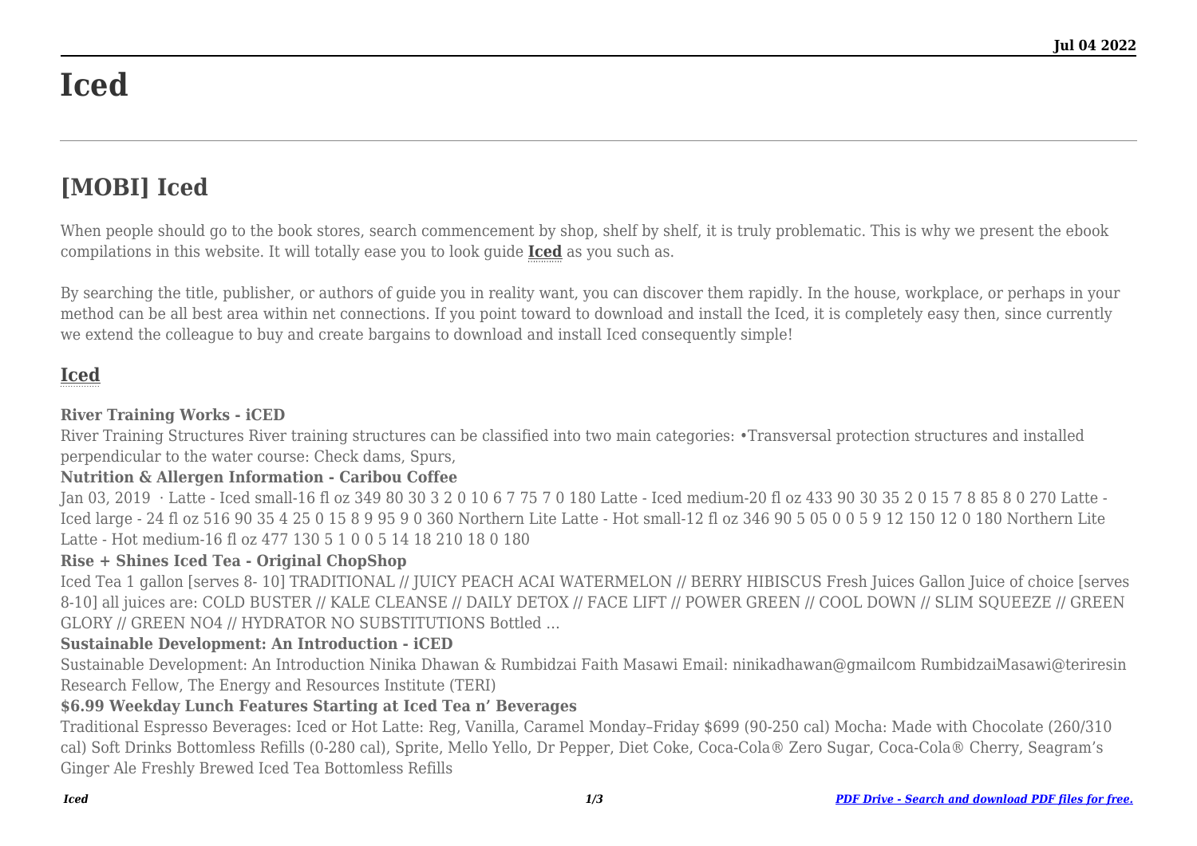# Iced

## [MOBI] Iced

When people should go to the book stores, search commencement by shop, shelf by shelf, it is truly problematic. This is why we present the ebook compilations in this website. It will totally ease you to look guide **Iced** as you such as.

By searching the title, publisher, or authors of guide you in reality want, you can discover them rapidly. In the house, workplace, or perhaps in your method can be all best area within net connections. If you point toward to download and install the Iced, it is completely easy then, since currently we extend the colleague to buy and create bargains to download and install Iced consequently simple!

### Iced

**River Training Works - iCED**

River Training Structures River training structures can be classified into two main categories: •Transversal protection structures and installed perpendicular to the water course: Check dams, Spurs,

**Nutrition & Allergen Information - Caribou Coffee**

Jan 03, 2019 · Latte - Iced small-16 fl oz 349 80 30 3 2 0 10 6 7 75 7 0 180 Latte - Iced medium-20 fl oz 433 90 30 35 2 0 15 7 8 85 8 0 270 Latte - Iced large - 24 fl oz 516 90 35 4 25 0 15 8 9 95 9 0 360 Northern Lite Latte - Hot small-12 fl oz 346 90 5 05 0 0 5 9 12 150 12 0 180 Northern Lite Latte - Hot medium-16 fl oz 477 130 5 1 0 0 5 14 18 210 18 0 180

**Rise + Shines Iced Tea - Original ChopShop**

Iced Tea 1 gallon [serves 8- 10] TRADITIONAL // JUICY PEACH ACAI WATERMELON // BERRY HIBISCUS Fresh Juices Gallon Juice of choice [serves 8-10] all juices are: COLD BUSTER // KALE CLEANSE // DAILY DETOX // FACE LIFT // POWER GREEN // COOL DOWN // SLIM SQUEEZE // GREEN GLORY // GREEN NO4 // HYDRATOR NO SUBSTITUTIONS Bottled …

**Sustainable Development: An Introduction - iCED**

Sustainable Development: An Introduction Ninika Dhawan & Rumbidzai Faith Masawi Email: ninikadhawan@gmailcom RumbidzaiMasawi@teriresin Research Fellow, The Energy and Resources Institute (TERI)

**$6.99 Weekday Lunch Features Starting at Iced Tea n' Beverages**

Traditional Espresso Beverages: Iced or Hot Latte: Reg, Vanilla, Caramel Monday–Friday $699 (90-250 cal) Mocha: Made with Chocolate (260/310 cal) Soft Drinks Bottomless Refills (0-280 cal), Sprite, Mello Yello, Dr Pepper, Diet Coke, Coca-Cola® Zero Sugar, Coca-Cola® Cherry, Seagram's Ginger Ale Freshly Brewed Iced Tea Bottomless Refills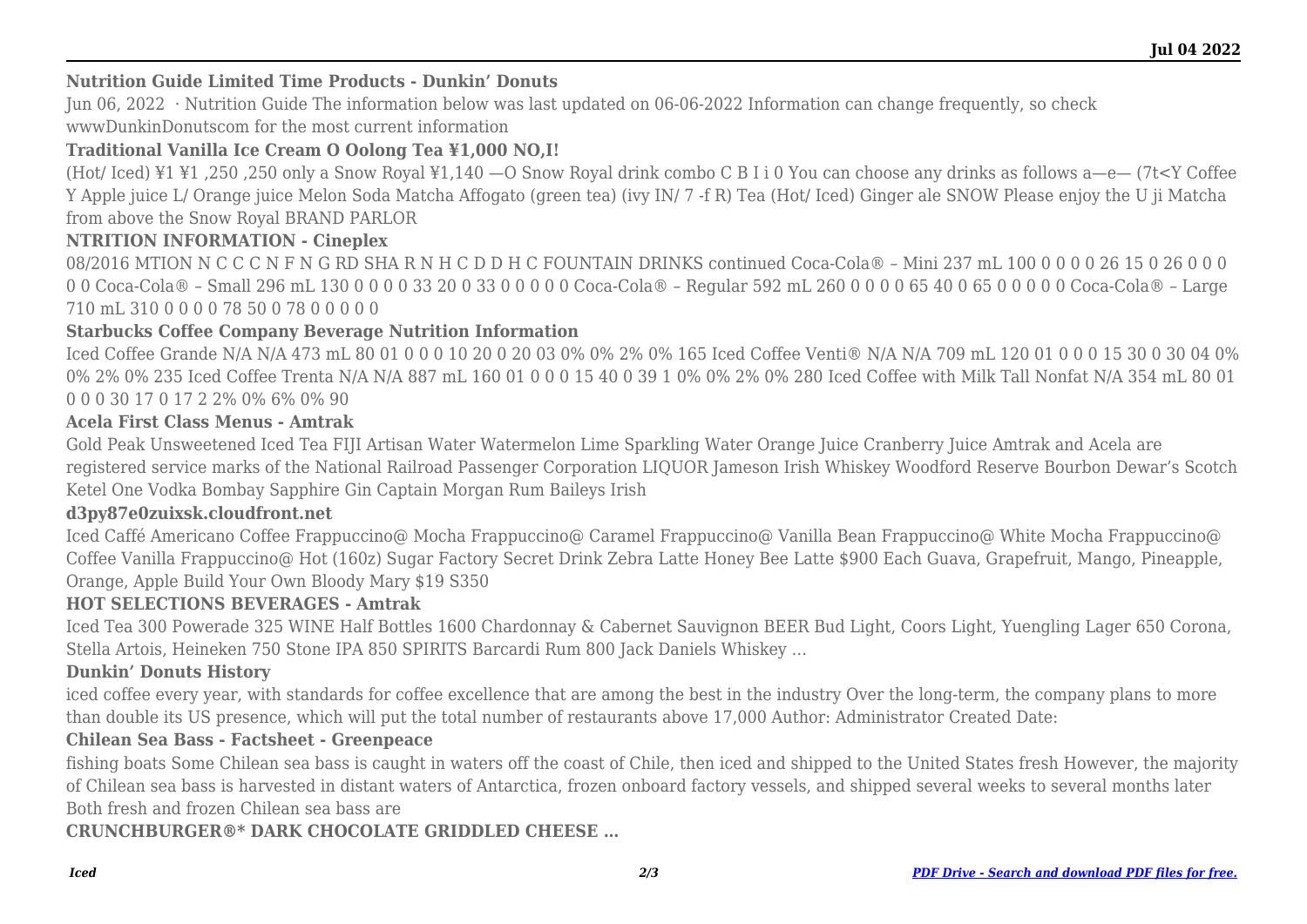**Nutrition Guide Limited Time Products - Dunkin' Donuts**

Jun 06, 2022 · Nutrition Guide The information below was last updated on 06-06-2022 Information can change frequently, so check wwwDunkinDonutscom for the most current information

**Traditional Vanilla Ice Cream O Oolong Tea ¥1,000 NO,I!**

(Hot/ Iced) ¥1 ¥1 ,250 ,250 only a Snow Royal ¥1,140 —O Snow Royal drink combo C B I i 0 You can choose any drinks as follows a—e— (7t<Y Coffee Y Apple juice L/ Orange juice Melon Soda Matcha Affogato (green tea) (ivy IN/ 7 -f R) Tea (Hot/ Iced) Ginger ale SNOW Please enjoy the U ji Matcha from above the Snow Royal BRAND PARLOR

**NTRITION INFORMATION - Cineplex**

08/2016 MTION N C C C N F N G RD SHA R N H C D D H C FOUNTAIN DRINKS continued Coca-Cola® – Mini 237 mL 100 0 0 0 0 26 15 0 26 0 0 0 0 0 Coca-Cola® – Small 296 mL 130 0 0 0 0 33 20 0 33 0 0 0 0 0 Coca-Cola® – Regular 592 mL 260 0 0 0 0 65 40 0 65 0 0 0 0 0 Coca-Cola® – Large 710 mL 310 0 0 0 0 78 50 0 78 0 0 0 0 0

**Starbucks Coffee Company Beverage Nutrition Information**

Iced Coffee Grande N/A N/A 473 mL 80 01 0 0 0 10 20 0 20 03 0% 0% 2% 0% 165 Iced Coffee Venti® N/A N/A 709 mL 120 01 0 0 0 15 30 0 30 04 0% 0% 2% 0% 235 Iced Coffee Trenta N/A N/A 887 mL 160 01 0 0 0 15 40 0 39 1 0% 0% 2% 0% 280 Iced Coffee with Milk Tall Nonfat N/A 354 mL 80 01 0 0 0 30 17 0 17 2 2% 0% 6% 0% 90

**Acela First Class Menus - Amtrak**

Gold Peak Unsweetened Iced Tea FIJI Artisan Water Watermelon Lime Sparkling Water Orange Juice Cranberry Juice Amtrak and Acela are registered service marks of the National Railroad Passenger Corporation LIQUOR Jameson Irish Whiskey Woodford Reserve Bourbon Dewar's Scotch Ketel One Vodka Bombay Sapphire Gin Captain Morgan Rum Baileys Irish

**d3py87e0zuixsk.cloudfront.net**

Iced Caffé Americano Coffee Frappuccino@ Mocha Frappuccino@ Caramel Frappuccino@ Vanilla Bean Frappuccino@ White Mocha Frappuccino@ Coffee Vanilla Frappuccino@ Hot (160z) Sugar Factory Secret Drink Zebra Latte Honey Bee Latte $900 Each Guava, Grapefruit, Mango, Pineapple, Orange, Apple Build Your Own Bloody Mary $19 S350

**HOT SELECTIONS BEVERAGES - Amtrak**

Iced Tea 300 Powerade 325 WINE Half Bottles 1600 Chardonnay & Cabernet Sauvignon BEER Bud Light, Coors Light, Yuengling Lager 650 Corona, Stella Artois, Heineken 750 Stone IPA 850 SPIRITS Barcardi Rum 800 Jack Daniels Whiskey …

**Dunkin' Donuts History**

iced coffee every year, with standards for coffee excellence that are among the best in the industry Over the long-term, the company plans to more than double its US presence, which will put the total number of restaurants above 17,000 Author: Administrator Created Date:

**Chilean Sea Bass - Factsheet - Greenpeace**

fishing boats Some Chilean sea bass is caught in waters off the coast of Chile, then iced and shipped to the United States fresh However, the majority of Chilean sea bass is harvested in distant waters of Antarctica, frozen onboard factory vessels, and shipped several weeks to several months later Both fresh and frozen Chilean sea bass are

**CRUNCHBURGER®\* DARK CHOCOLATE GRIDDLED CHEESE …**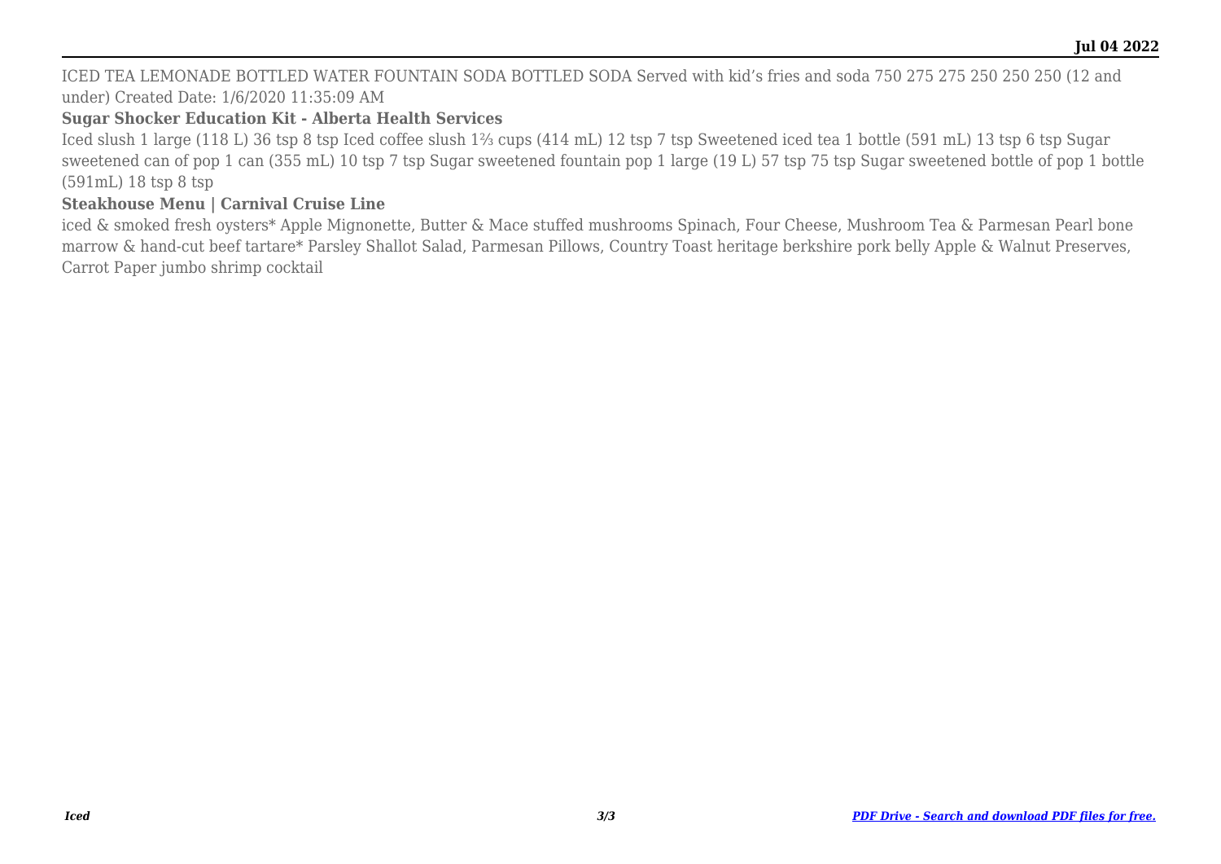ICED TEA LEMONADE BOTTLED WATER FOUNTAIN SODA BOTTLED SODA Served with kid's fries and soda 750 275 275 250 250 250 (12 and under) Created Date: 1/6/2020 11:35:09 AM

### Sugar Shocker Education Kit - Alberta Health Services

Iced slush 1 large (118 L) 36 tsp 8 tsp Iced coffee slush 1⅔ cups (414 mL) 12 tsp 7 tsp Sweetened iced tea 1 bottle (591 mL) 13 tsp 6 tsp Sugar sweetened can of pop 1 can (355 mL) 10 tsp 7 tsp Sugar sweetened fountain pop 1 large (19 L) 57 tsp 75 tsp Sugar sweetened bottle of pop 1 bottle (591mL) 18 tsp 8 tsp

### Steakhouse Menu | Carnival Cruise Line

iced & smoked fresh oysters* Apple Mignonette, Butter & Mace stuffed mushrooms Spinach, Four Cheese, Mushroom Tea & Parmesan Pearl bone marrow & hand-cut beef tartare* Parsley Shallot Salad, Parmesan Pillows, Country Toast heritage berkshire pork belly Apple & Walnut Preserves, Carrot Paper jumbo shrimp cocktail